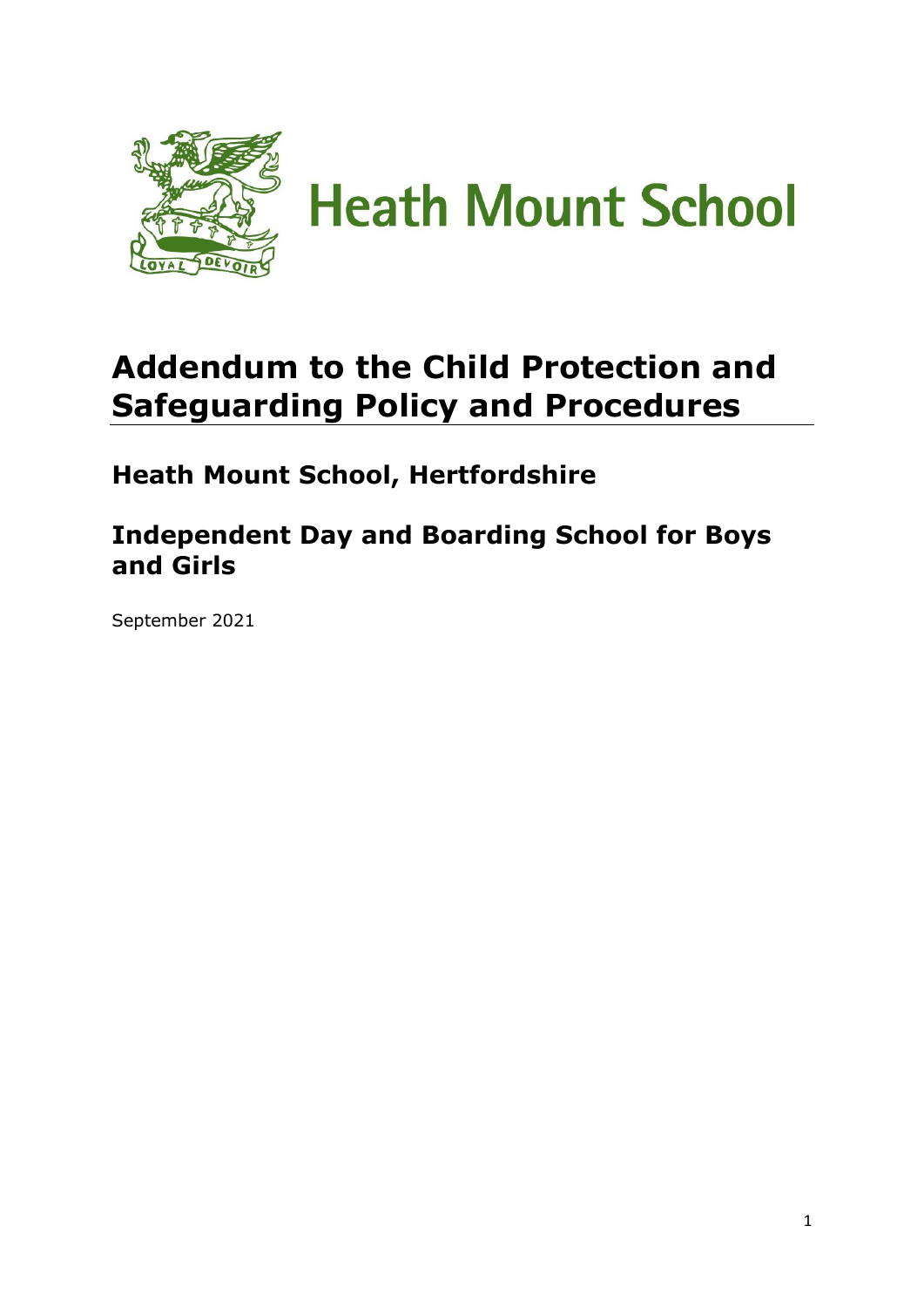Heath Mount School

# Addendum to the Child Protection and Safeguarding Policy and Procedures

## Heath Mount School, Hertfordshire

## Independent Day and Boarding School for Boys and Girls

September 2021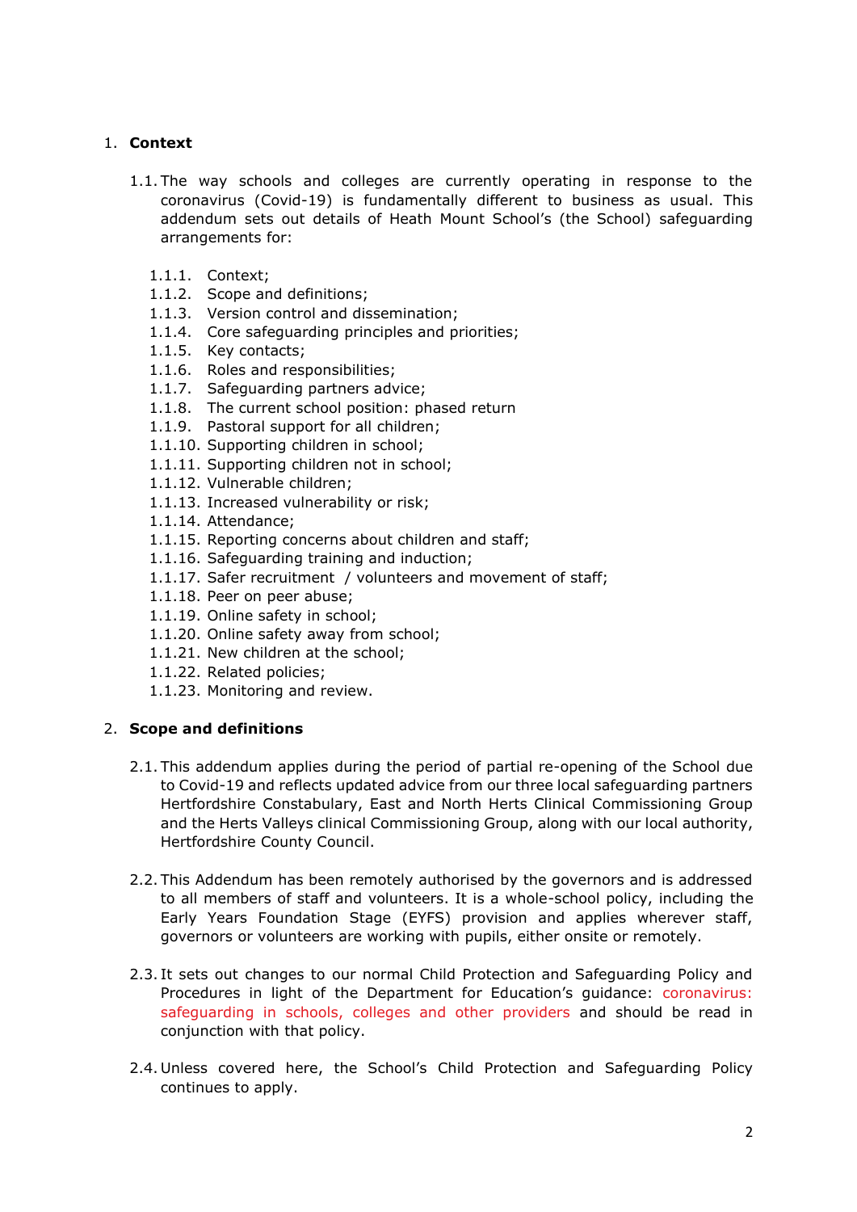## 1. Context

1.1. The way schools and colleges are currently operating in response to the coronavirus (Covid-19) is fundamentally different to business as usual. This addendum sets out details of Heath Mount School's (the School) safeguarding arrangements for:

- 1.1.1. Context;
- 1.1.2. Scope and definitions;
- 1.1.3. Version control and dissemination;
- 1.1.4. Core safeguarding principles and priorities;
- 1.1.5. Key contacts;
- 1.1.6. Roles and responsibilities;
- 1.1.7. Safeguarding partners advice;
- 1.1.8. The current school position: phased return
- 1.1.9. Pastoral support for all children;
- 1.1.10. Supporting children in school;
- 1.1.11. Supporting children not in school;
- 1.1.12. Vulnerable children;
- 1.1.13. Increased vulnerability or risk;
- 1.1.14. Attendance;
- 1.1.15. Reporting concerns about children and staff;
- 1.1.16. Safeguarding training and induction;
- 1.1.17. Safer recruitment / volunteers and movement of staff;
- 1.1.18. Peer on peer abuse;
- 1.1.19. Online safety in school;
- 1.1.20. Online safety away from school;
- 1.1.21. New children at the school;
- 1.1.22. Related policies;
- 1.1.23. Monitoring and review.

## 2. Scope and definitions

2.1. This addendum applies during the period of partial re-opening of the School due to Covid-19 and reflects updated advice from our three local safeguarding partners Hertfordshire Constabulary, East and North Herts Clinical Commissioning Group and the Herts Valleys clinical Commissioning Group, along with our local authority, Hertfordshire County Council.

2.2. This Addendum has been remotely authorised by the governors and is addressed to all members of staff and volunteers. It is a whole-school policy, including the Early Years Foundation Stage (EYFS) provision and applies wherever staff, governors or volunteers are working with pupils, either onsite or remotely.

2.3. It sets out changes to our normal Child Protection and Safeguarding Policy and Procedures in light of the Department for Education's guidance: coronavirus: safeguarding in schools, colleges and other providers and should be read in conjunction with that policy.

2.4. Unless covered here, the School's Child Protection and Safeguarding Policy continues to apply.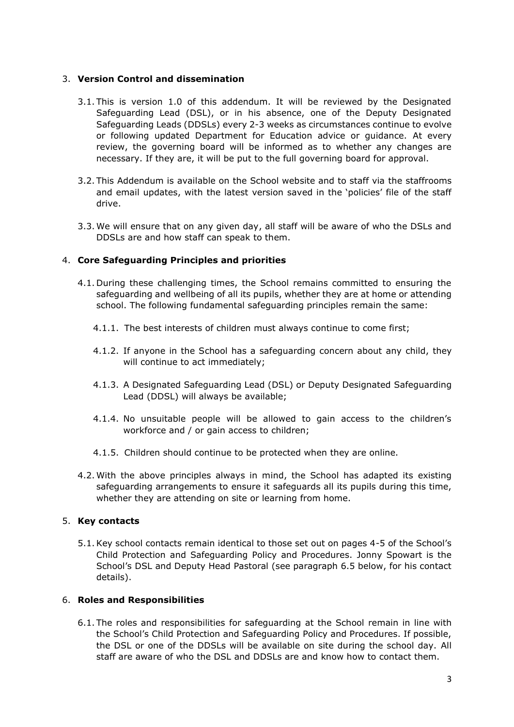## 3. **Version Control and dissemination**

3.1. This is version 1.0 of this addendum. It will be reviewed by the Designated Safeguarding Lead (DSL), or in his absence, one of the Deputy Designated Safeguarding Leads (DDSLs) every 2-3 weeks as circumstances continue to evolve or following updated Department for Education advice or guidance. At every review, the governing board will be informed as to whether any changes are necessary. If they are, it will be put to the full governing board for approval.

3.2. This Addendum is available on the School website and to staff via the staffrooms and email updates, with the latest version saved in the 'policies' file of the staff drive.

3.3. We will ensure that on any given day, all staff will be aware of who the DSLs and DDSLs are and how staff can speak to them.

## 4. **Core Safeguarding Principles and priorities**

4.1. During these challenging times, the School remains committed to ensuring the safeguarding and wellbeing of all its pupils, whether they are at home or attending school. The following fundamental safeguarding principles remain the same:

4.1.1. The best interests of children must always continue to come first;

4.1.2. If anyone in the School has a safeguarding concern about any child, they will continue to act immediately;

4.1.3. A Designated Safeguarding Lead (DSL) or Deputy Designated Safeguarding Lead (DDSL) will always be available;

4.1.4. No unsuitable people will be allowed to gain access to the children's workforce and / or gain access to children;

4.1.5. Children should continue to be protected when they are online.

4.2. With the above principles always in mind, the School has adapted its existing safeguarding arrangements to ensure it safeguards all its pupils during this time, whether they are attending on site or learning from home.

## 5. **Key contacts**

5.1. Key school contacts remain identical to those set out on pages 4-5 of the School's Child Protection and Safeguarding Policy and Procedures. Jonny Spowart is the School's DSL and Deputy Head Pastoral (see paragraph 6.5 below, for his contact details).

## 6. **Roles and Responsibilities**

6.1. The roles and responsibilities for safeguarding at the School remain in line with the School's Child Protection and Safeguarding Policy and Procedures. If possible, the DSL or one of the DDSLs will be available on site during the school day. All staff are aware of who the DSL and DDSLs are and know how to contact them.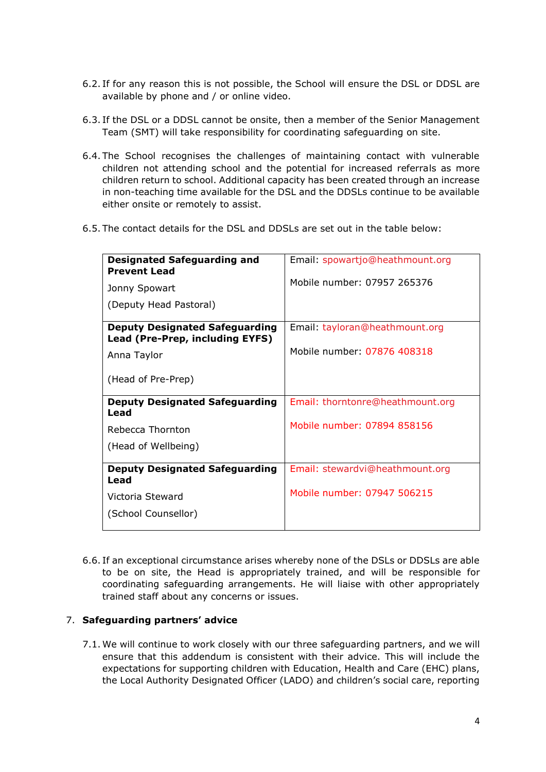6.2. If for any reason this is not possible, the School will ensure the DSL or DDSL are available by phone and / or online video.

6.3. If the DSL or a DDSL cannot be onsite, then a member of the Senior Management Team (SMT) will take responsibility for coordinating safeguarding on site.

6.4. The School recognises the challenges of maintaining contact with vulnerable children not attending school and the potential for increased referrals as more children return to school. Additional capacity has been created through an increase in non-teaching time available for the DSL and the DDSLs continue to be available either onsite or remotely to assist.

6.5. The contact details for the DSL and DDSLs are set out in the table below:

| | |
|---|---|
| **Designated Safeguarding and Prevent Lead**<br>Jonny Spowart<br>(Deputy Head Pastoral) | Email: spowartjo@heathmount.org<br>Mobile number: 07957 265376 |
| **Deputy Designated Safeguarding Lead (Pre-Prep, including EYFS)**<br>Anna Taylor<br>(Head of Pre-Prep) | Email: tayloran@heathmount.org<br>Mobile number: 07876 408318 |
| **Deputy Designated Safeguarding Lead**<br>Rebecca Thornton<br>(Head of Wellbeing) | Email: thorntonre@heathmount.org<br>Mobile number: 07894 858156 |
| **Deputy Designated Safeguarding Lead**<br>Victoria Steward<br>(School Counsellor) | Email: stewardvi@heathmount.org<br>Mobile number: 07947 506215 |

6.6. If an exceptional circumstance arises whereby none of the DSLs or DDSLs are able to be on site, the Head is appropriately trained, and will be responsible for coordinating safeguarding arrangements. He will liaise with other appropriately trained staff about any concerns or issues.

## 7. Safeguarding partners' advice

7.1. We will continue to work closely with our three safeguarding partners, and we will ensure that this addendum is consistent with their advice. This will include the expectations for supporting children with Education, Health and Care (EHC) plans, the Local Authority Designated Officer (LADO) and children's social care, reporting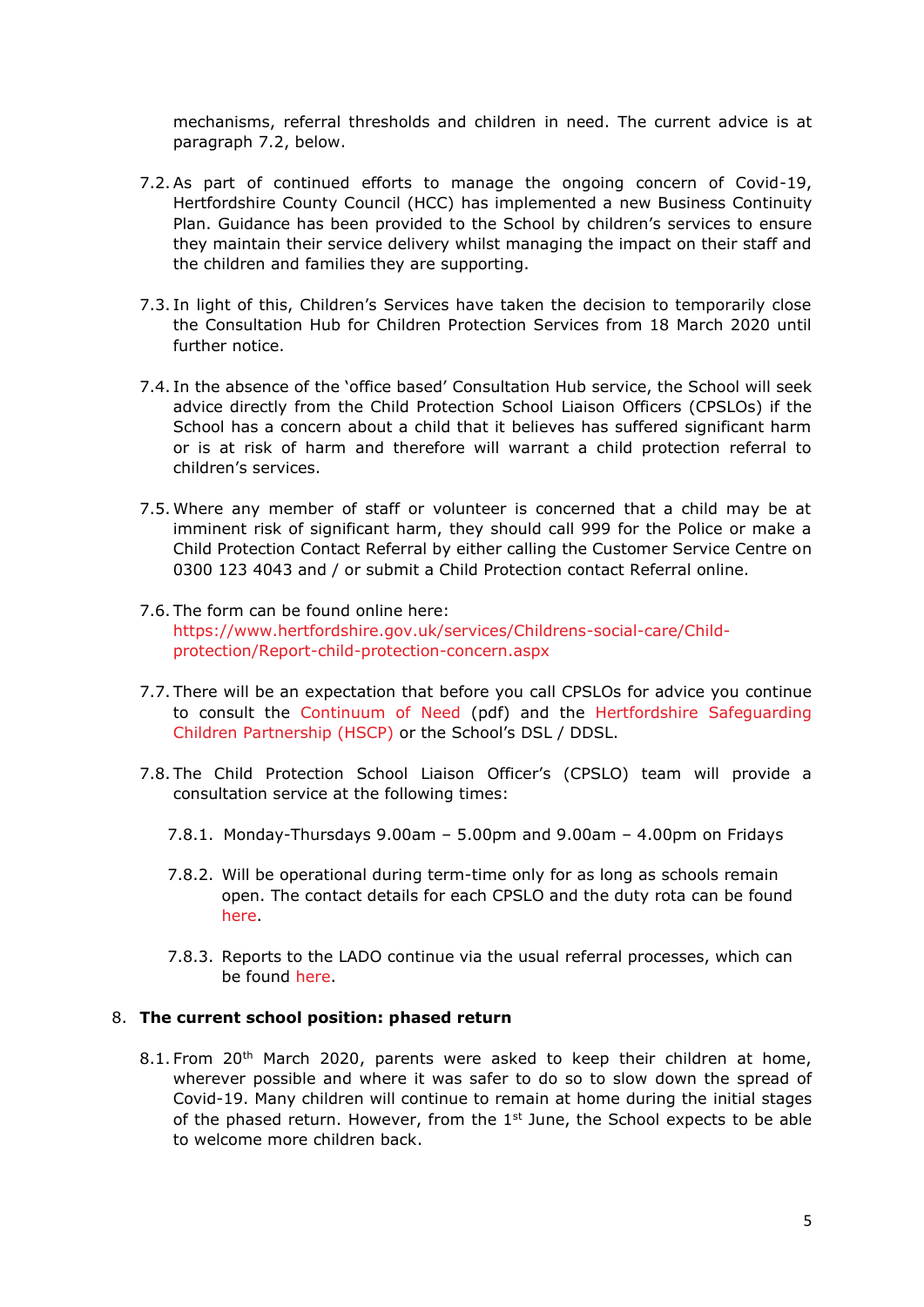mechanisms, referral thresholds and children in need. The current advice is at paragraph 7.2, below.

7.2. As part of continued efforts to manage the ongoing concern of Covid-19, Hertfordshire County Council (HCC) has implemented a new Business Continuity Plan. Guidance has been provided to the School by children's services to ensure they maintain their service delivery whilst managing the impact on their staff and the children and families they are supporting.

7.3. In light of this, Children's Services have taken the decision to temporarily close the Consultation Hub for Children Protection Services from 18 March 2020 until further notice.

7.4. In the absence of the 'office based' Consultation Hub service, the School will seek advice directly from the Child Protection School Liaison Officers (CPSLOs) if the School has a concern about a child that it believes has suffered significant harm or is at risk of harm and therefore will warrant a child protection referral to children's services.

7.5. Where any member of staff or volunteer is concerned that a child may be at imminent risk of significant harm, they should call 999 for the Police or make a Child Protection Contact Referral by either calling the Customer Service Centre on 0300 123 4043 and / or submit a Child Protection contact Referral online.

7.6. The form can be found online here: https://www.hertfordshire.gov.uk/services/Childrens-social-care/Child-protection/Report-child-protection-concern.aspx

7.7. There will be an expectation that before you call CPSLOs for advice you continue to consult the Continuum of Need (pdf) and the Hertfordshire Safeguarding Children Partnership (HSCP) or the School's DSL / DDSL.

7.8. The Child Protection School Liaison Officer's (CPSLO) team will provide a consultation service at the following times:

7.8.1. Monday-Thursdays 9.00am – 5.00pm and 9.00am – 4.00pm on Fridays

7.8.2. Will be operational during term-time only for as long as schools remain open. The contact details for each CPSLO and the duty rota can be found here.

7.8.3. Reports to the LADO continue via the usual referral processes, which can be found here.

## 8. The current school position: phased return

8.1. From 20th March 2020, parents were asked to keep their children at home, wherever possible and where it was safer to do so to slow down the spread of Covid-19. Many children will continue to remain at home during the initial stages of the phased return. However, from the 1st June, the School expects to be able to welcome more children back.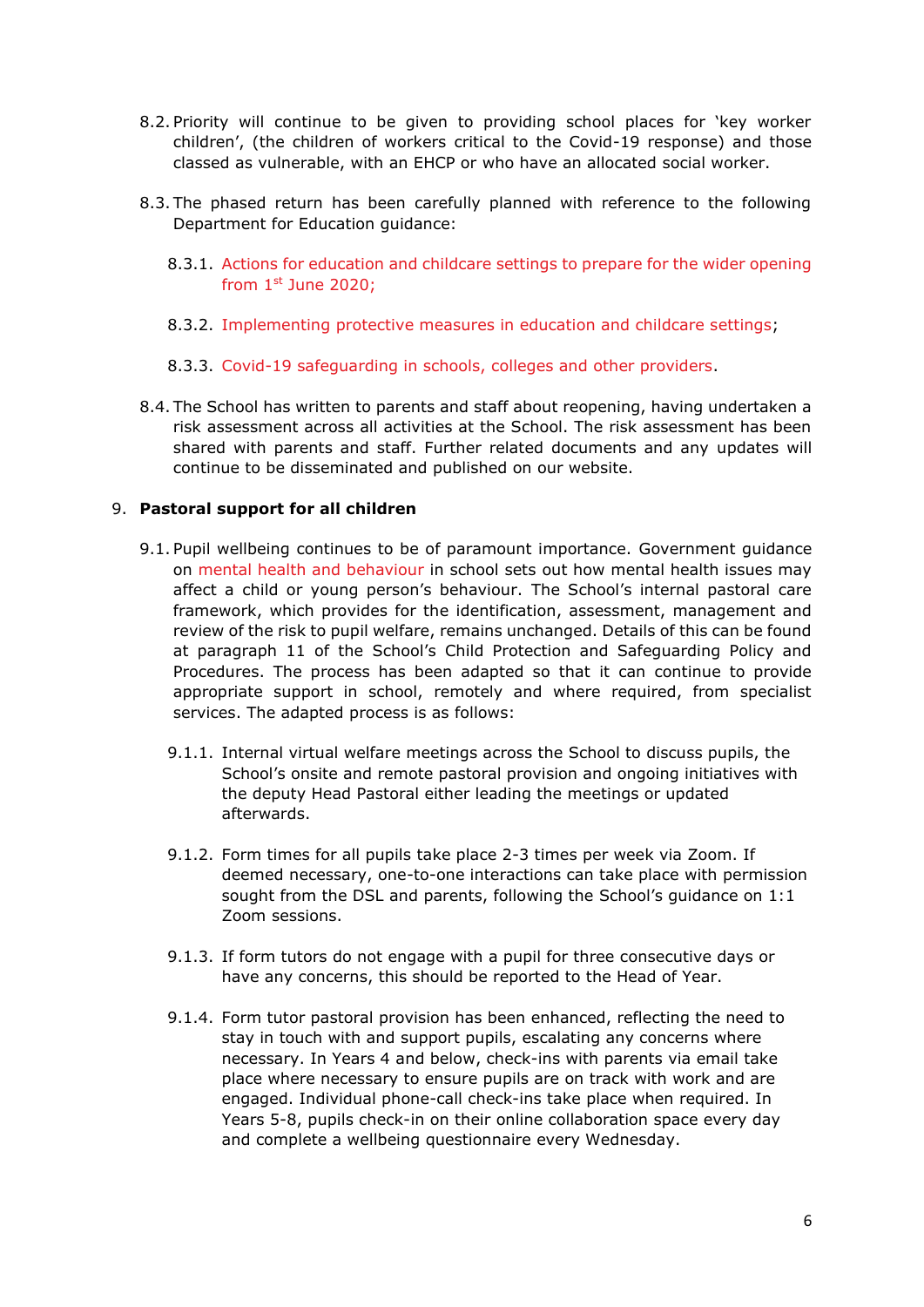8.2. Priority will continue to be given to providing school places for 'key worker children', (the children of workers critical to the Covid-19 response) and those classed as vulnerable, with an EHCP or who have an allocated social worker.

8.3. The phased return has been carefully planned with reference to the following Department for Education guidance:

8.3.1. Actions for education and childcare settings to prepare for the wider opening from 1st June 2020;

8.3.2. Implementing protective measures in education and childcare settings;

8.3.3. Covid-19 safeguarding in schools, colleges and other providers.

8.4. The School has written to parents and staff about reopening, having undertaken a risk assessment across all activities at the School. The risk assessment has been shared with parents and staff. Further related documents and any updates will continue to be disseminated and published on our website.

## 9. **Pastoral support for all children**

9.1. Pupil wellbeing continues to be of paramount importance. Government guidance on mental health and behaviour in school sets out how mental health issues may affect a child or young person's behaviour. The School's internal pastoral care framework, which provides for the identification, assessment, management and review of the risk to pupil welfare, remains unchanged. Details of this can be found at paragraph 11 of the School's Child Protection and Safeguarding Policy and Procedures. The process has been adapted so that it can continue to provide appropriate support in school, remotely and where required, from specialist services. The adapted process is as follows:

9.1.1. Internal virtual welfare meetings across the School to discuss pupils, the School's onsite and remote pastoral provision and ongoing initiatives with the deputy Head Pastoral either leading the meetings or updated afterwards.

9.1.2. Form times for all pupils take place 2-3 times per week via Zoom. If deemed necessary, one-to-one interactions can take place with permission sought from the DSL and parents, following the School's guidance on 1:1 Zoom sessions.

9.1.3. If form tutors do not engage with a pupil for three consecutive days or have any concerns, this should be reported to the Head of Year.

9.1.4. Form tutor pastoral provision has been enhanced, reflecting the need to stay in touch with and support pupils, escalating any concerns where necessary. In Years 4 and below, check-ins with parents via email take place where necessary to ensure pupils are on track with work and are engaged. Individual phone-call check-ins take place when required. In Years 5-8, pupils check-in on their online collaboration space every day and complete a wellbeing questionnaire every Wednesday.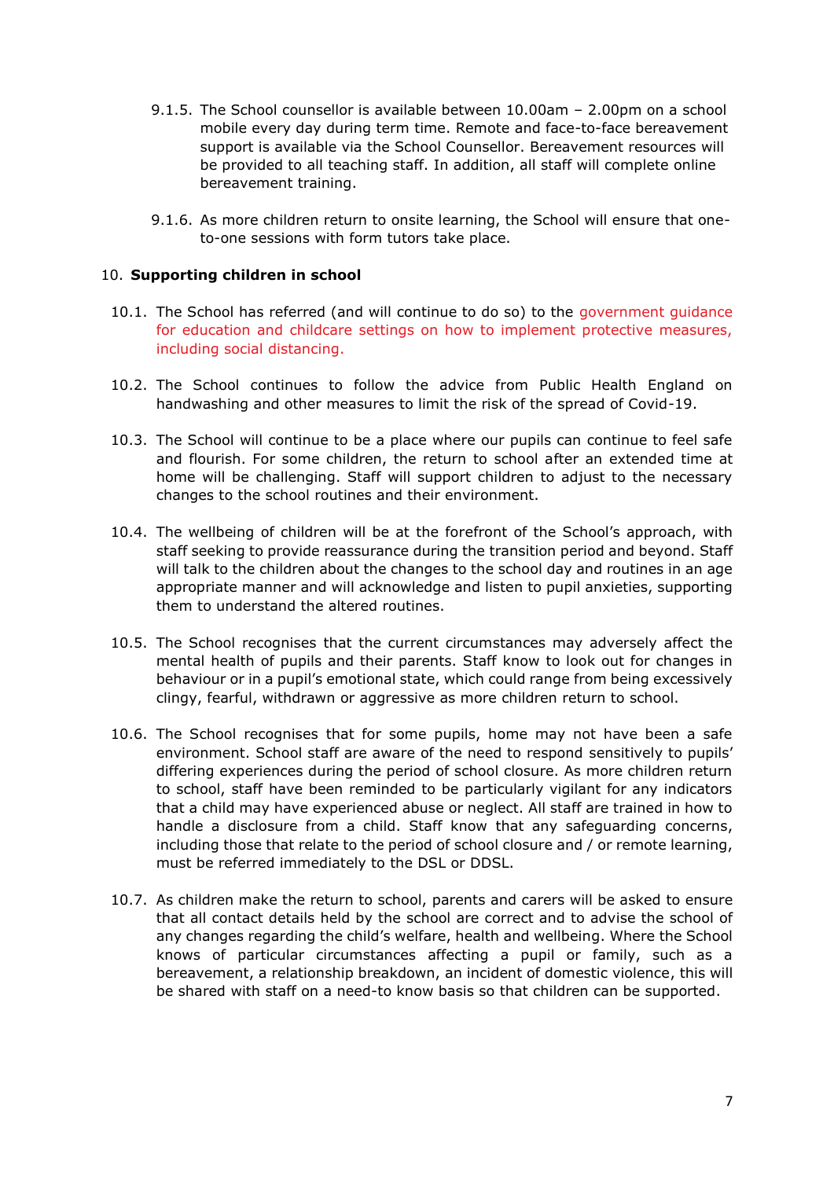9.1.5. The School counsellor is available between 10.00am – 2.00pm on a school mobile every day during term time. Remote and face-to-face bereavement support is available via the School Counsellor. Bereavement resources will be provided to all teaching staff. In addition, all staff will complete online bereavement training.

9.1.6. As more children return to onsite learning, the School will ensure that one-to-one sessions with form tutors take place.

## 10. **Supporting children in school**

10.1. The School has referred (and will continue to do so) to the government guidance for education and childcare settings on how to implement protective measures, including social distancing.

10.2. The School continues to follow the advice from Public Health England on handwashing and other measures to limit the risk of the spread of Covid-19.

10.3. The School will continue to be a place where our pupils can continue to feel safe and flourish. For some children, the return to school after an extended time at home will be challenging. Staff will support children to adjust to the necessary changes to the school routines and their environment.

10.4. The wellbeing of children will be at the forefront of the School's approach, with staff seeking to provide reassurance during the transition period and beyond. Staff will talk to the children about the changes to the school day and routines in an age appropriate manner and will acknowledge and listen to pupil anxieties, supporting them to understand the altered routines.

10.5. The School recognises that the current circumstances may adversely affect the mental health of pupils and their parents. Staff know to look out for changes in behaviour or in a pupil's emotional state, which could range from being excessively clingy, fearful, withdrawn or aggressive as more children return to school.

10.6. The School recognises that for some pupils, home may not have been a safe environment. School staff are aware of the need to respond sensitively to pupils' differing experiences during the period of school closure. As more children return to school, staff have been reminded to be particularly vigilant for any indicators that a child may have experienced abuse or neglect. All staff are trained in how to handle a disclosure from a child. Staff know that any safeguarding concerns, including those that relate to the period of school closure and / or remote learning, must be referred immediately to the DSL or DDSL.

10.7. As children make the return to school, parents and carers will be asked to ensure that all contact details held by the school are correct and to advise the school of any changes regarding the child's welfare, health and wellbeing. Where the School knows of particular circumstances affecting a pupil or family, such as a bereavement, a relationship breakdown, an incident of domestic violence, this will be shared with staff on a need-to know basis so that children can be supported.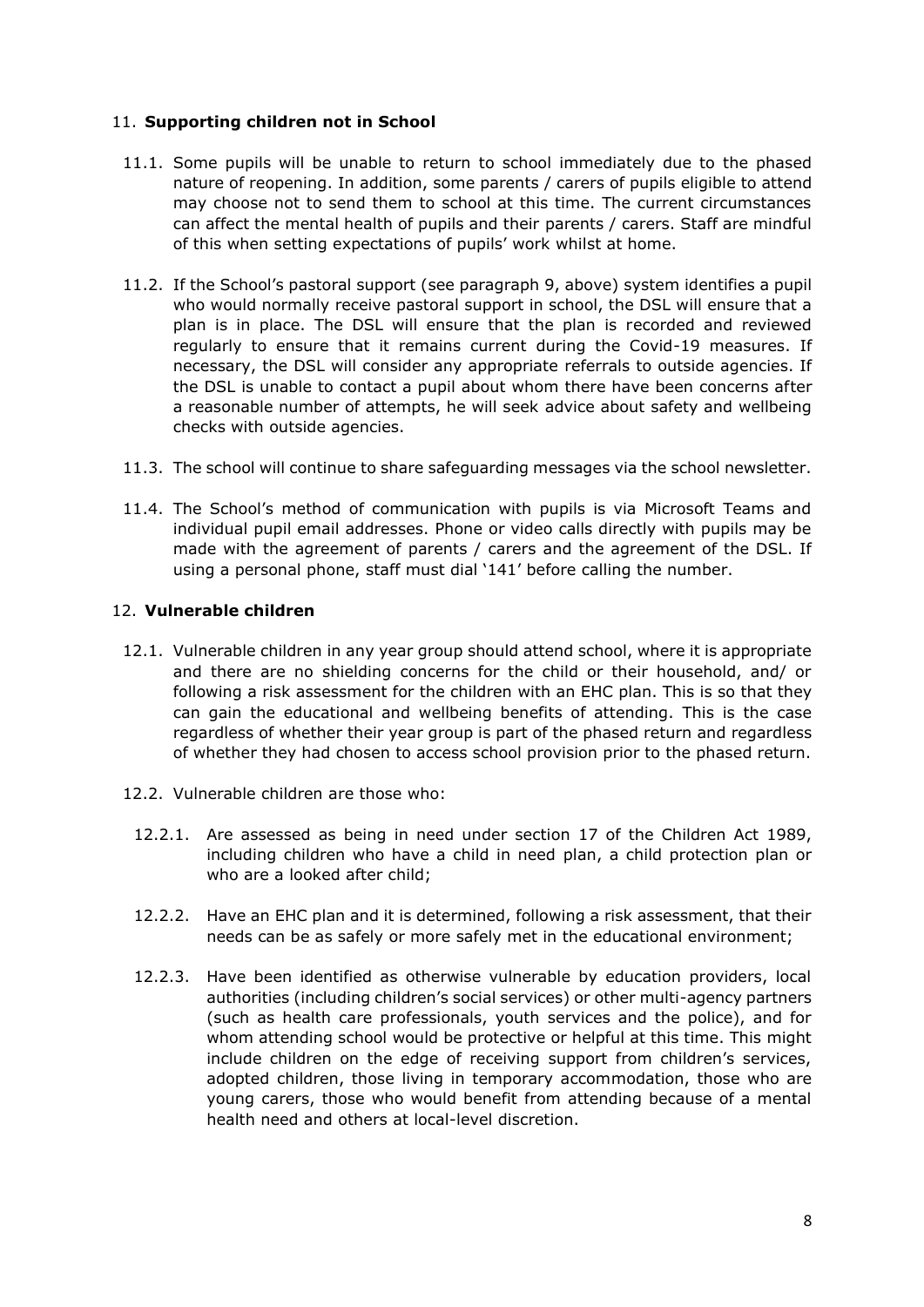## 11. **Supporting children not in School**

11.1. Some pupils will be unable to return to school immediately due to the phased nature of reopening. In addition, some parents / carers of pupils eligible to attend may choose not to send them to school at this time. The current circumstances can affect the mental health of pupils and their parents / carers. Staff are mindful of this when setting expectations of pupils' work whilst at home.

11.2. If the School's pastoral support (see paragraph 9, above) system identifies a pupil who would normally receive pastoral support in school, the DSL will ensure that a plan is in place. The DSL will ensure that the plan is recorded and reviewed regularly to ensure that it remains current during the Covid-19 measures. If necessary, the DSL will consider any appropriate referrals to outside agencies. If the DSL is unable to contact a pupil about whom there have been concerns after a reasonable number of attempts, he will seek advice about safety and wellbeing checks with outside agencies.

11.3. The school will continue to share safeguarding messages via the school newsletter.

11.4. The School's method of communication with pupils is via Microsoft Teams and individual pupil email addresses. Phone or video calls directly with pupils may be made with the agreement of parents / carers and the agreement of the DSL. If using a personal phone, staff must dial '141' before calling the number.

## 12. **Vulnerable children**

12.1. Vulnerable children in any year group should attend school, where it is appropriate and there are no shielding concerns for the child or their household, and/ or following a risk assessment for the children with an EHC plan. This is so that they can gain the educational and wellbeing benefits of attending. This is the case regardless of whether their year group is part of the phased return and regardless of whether they had chosen to access school provision prior to the phased return.

12.2. Vulnerable children are those who:

12.2.1. Are assessed as being in need under section 17 of the Children Act 1989, including children who have a child in need plan, a child protection plan or who are a looked after child;

12.2.2. Have an EHC plan and it is determined, following a risk assessment, that their needs can be as safely or more safely met in the educational environment;

12.2.3. Have been identified as otherwise vulnerable by education providers, local authorities (including children's social services) or other multi-agency partners (such as health care professionals, youth services and the police), and for whom attending school would be protective or helpful at this time. This might include children on the edge of receiving support from children's services, adopted children, those living in temporary accommodation, those who are young carers, those who would benefit from attending because of a mental health need and others at local-level discretion.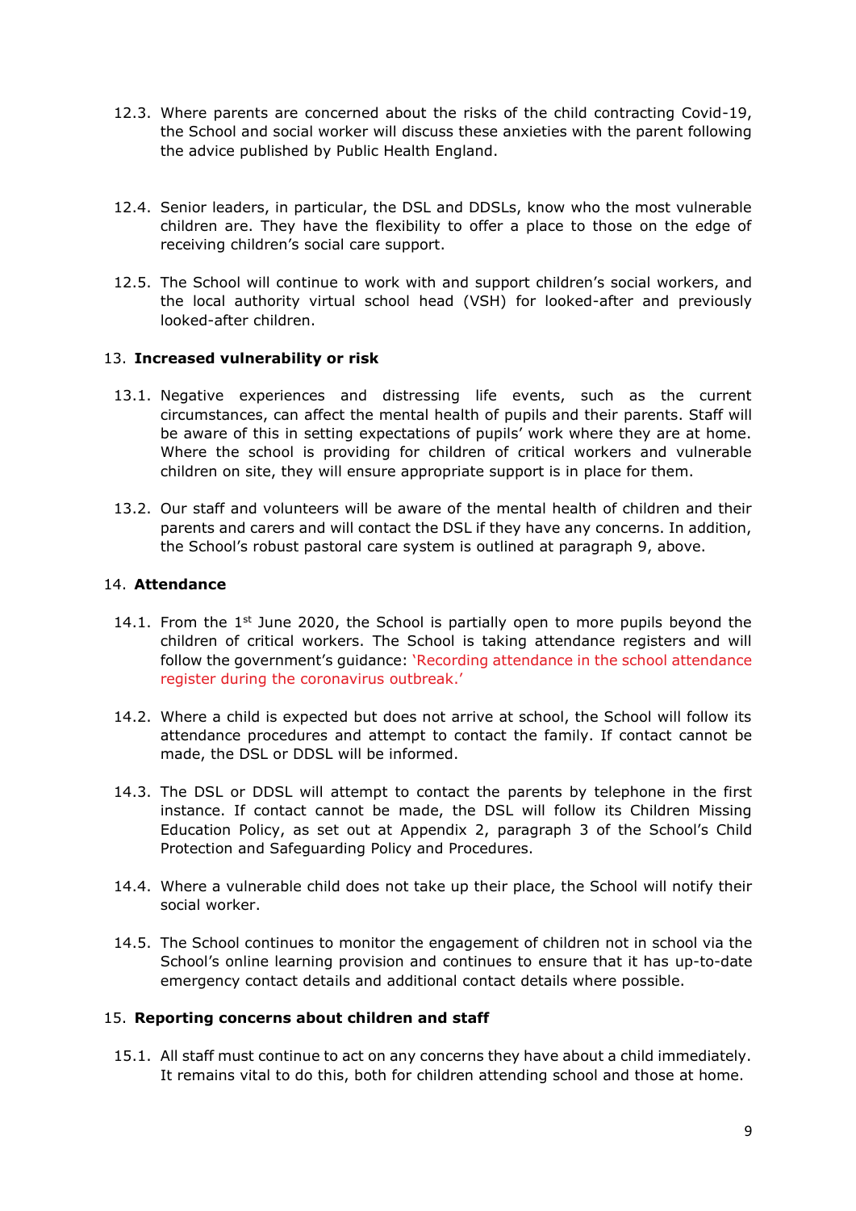12.3. Where parents are concerned about the risks of the child contracting Covid-19, the School and social worker will discuss these anxieties with the parent following the advice published by Public Health England.

12.4. Senior leaders, in particular, the DSL and DDSLs, know who the most vulnerable children are. They have the flexibility to offer a place to those on the edge of receiving children's social care support.

12.5. The School will continue to work with and support children's social workers, and the local authority virtual school head (VSH) for looked-after and previously looked-after children.

## 13. **Increased vulnerability or risk**

13.1. Negative experiences and distressing life events, such as the current circumstances, can affect the mental health of pupils and their parents. Staff will be aware of this in setting expectations of pupils' work where they are at home. Where the school is providing for children of critical workers and vulnerable children on site, they will ensure appropriate support is in place for them.

13.2. Our staff and volunteers will be aware of the mental health of children and their parents and carers and will contact the DSL if they have any concerns. In addition, the School's robust pastoral care system is outlined at paragraph 9, above.

## 14. **Attendance**

14.1. From the 1st June 2020, the School is partially open to more pupils beyond the children of critical workers. The School is taking attendance registers and will follow the government's guidance: 'Recording attendance in the school attendance register during the coronavirus outbreak.'

14.2. Where a child is expected but does not arrive at school, the School will follow its attendance procedures and attempt to contact the family. If contact cannot be made, the DSL or DDSL will be informed.

14.3. The DSL or DDSL will attempt to contact the parents by telephone in the first instance. If contact cannot be made, the DSL will follow its Children Missing Education Policy, as set out at Appendix 2, paragraph 3 of the School's Child Protection and Safeguarding Policy and Procedures.

14.4. Where a vulnerable child does not take up their place, the School will notify their social worker.

14.5. The School continues to monitor the engagement of children not in school via the School's online learning provision and continues to ensure that it has up-to-date emergency contact details and additional contact details where possible.

## 15. **Reporting concerns about children and staff**

15.1. All staff must continue to act on any concerns they have about a child immediately. It remains vital to do this, both for children attending school and those at home.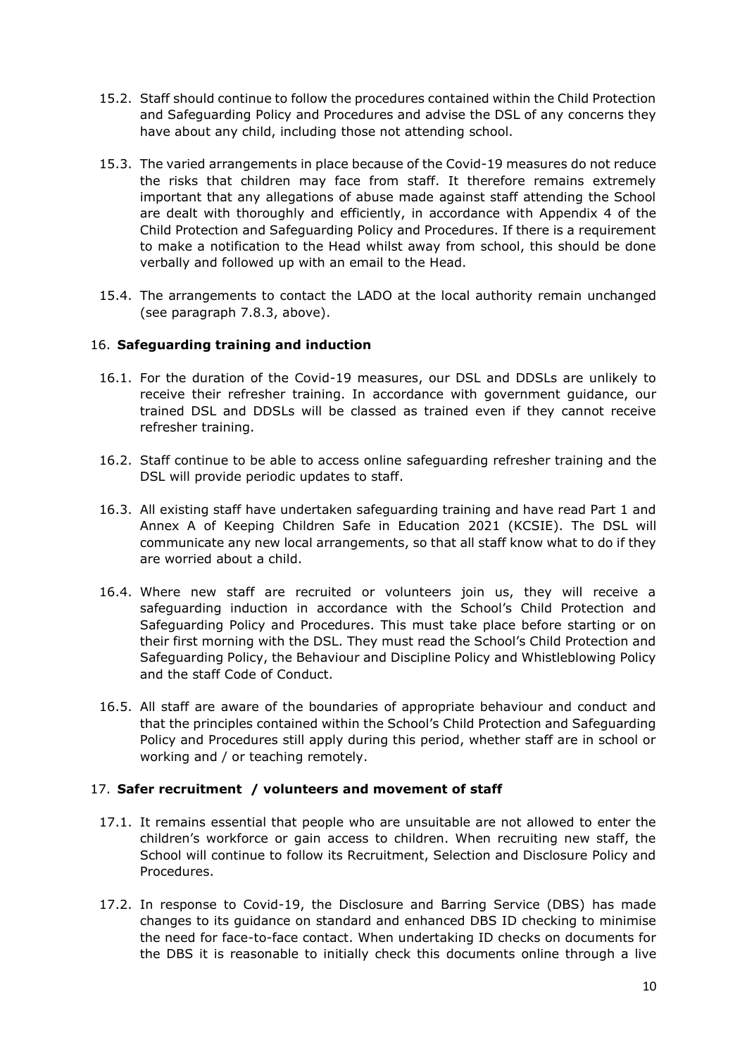15.2. Staff should continue to follow the procedures contained within the Child Protection and Safeguarding Policy and Procedures and advise the DSL of any concerns they have about any child, including those not attending school.

15.3. The varied arrangements in place because of the Covid-19 measures do not reduce the risks that children may face from staff. It therefore remains extremely important that any allegations of abuse made against staff attending the School are dealt with thoroughly and efficiently, in accordance with Appendix 4 of the Child Protection and Safeguarding Policy and Procedures. If there is a requirement to make a notification to the Head whilst away from school, this should be done verbally and followed up with an email to the Head.

15.4. The arrangements to contact the LADO at the local authority remain unchanged (see paragraph 7.8.3, above).

## 16. **Safeguarding training and induction**

16.1. For the duration of the Covid-19 measures, our DSL and DDSLs are unlikely to receive their refresher training. In accordance with government guidance, our trained DSL and DDSLs will be classed as trained even if they cannot receive refresher training.

16.2. Staff continue to be able to access online safeguarding refresher training and the DSL will provide periodic updates to staff.

16.3. All existing staff have undertaken safeguarding training and have read Part 1 and Annex A of Keeping Children Safe in Education 2021 (KCSIE). The DSL will communicate any new local arrangements, so that all staff know what to do if they are worried about a child.

16.4. Where new staff are recruited or volunteers join us, they will receive a safeguarding induction in accordance with the School's Child Protection and Safeguarding Policy and Procedures. This must take place before starting or on their first morning with the DSL. They must read the School's Child Protection and Safeguarding Policy, the Behaviour and Discipline Policy and Whistleblowing Policy and the staff Code of Conduct.

16.5. All staff are aware of the boundaries of appropriate behaviour and conduct and that the principles contained within the School's Child Protection and Safeguarding Policy and Procedures still apply during this period, whether staff are in school or working and / or teaching remotely.

## 17. **Safer recruitment / volunteers and movement of staff**

17.1. It remains essential that people who are unsuitable are not allowed to enter the children's workforce or gain access to children. When recruiting new staff, the School will continue to follow its Recruitment, Selection and Disclosure Policy and Procedures.

17.2. In response to Covid-19, the Disclosure and Barring Service (DBS) has made changes to its guidance on standard and enhanced DBS ID checking to minimise the need for face-to-face contact. When undertaking ID checks on documents for the DBS it is reasonable to initially check this documents online through a live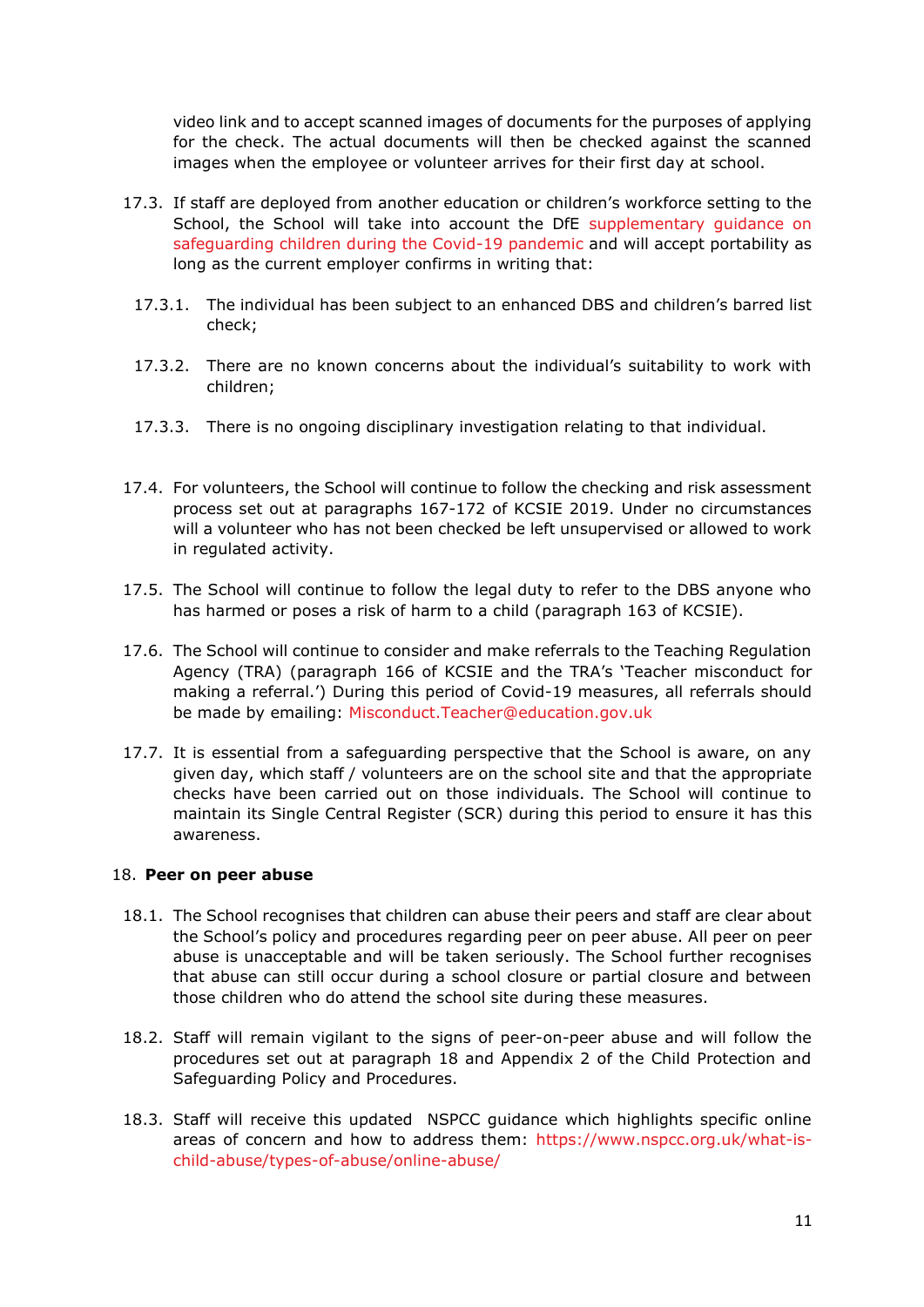video link and to accept scanned images of documents for the purposes of applying for the check. The actual documents will then be checked against the scanned images when the employee or volunteer arrives for their first day at school.

17.3. If staff are deployed from another education or children's workforce setting to the School, the School will take into account the DfE supplementary guidance on safeguarding children during the Covid-19 pandemic and will accept portability as long as the current employer confirms in writing that:

17.3.1. The individual has been subject to an enhanced DBS and children's barred list check;

17.3.2. There are no known concerns about the individual's suitability to work with children;

17.3.3. There is no ongoing disciplinary investigation relating to that individual.

17.4. For volunteers, the School will continue to follow the checking and risk assessment process set out at paragraphs 167-172 of KCSIE 2019. Under no circumstances will a volunteer who has not been checked be left unsupervised or allowed to work in regulated activity.

17.5. The School will continue to follow the legal duty to refer to the DBS anyone who has harmed or poses a risk of harm to a child (paragraph 163 of KCSIE).

17.6. The School will continue to consider and make referrals to the Teaching Regulation Agency (TRA) (paragraph 166 of KCSIE and the TRA's 'Teacher misconduct for making a referral.') During this period of Covid-19 measures, all referrals should be made by emailing: Misconduct.Teacher@education.gov.uk

17.7. It is essential from a safeguarding perspective that the School is aware, on any given day, which staff / volunteers are on the school site and that the appropriate checks have been carried out on those individuals. The School will continue to maintain its Single Central Register (SCR) during this period to ensure it has this awareness.

## 18. **Peer on peer abuse**

18.1. The School recognises that children can abuse their peers and staff are clear about the School's policy and procedures regarding peer on peer abuse. All peer on peer abuse is unacceptable and will be taken seriously. The School further recognises that abuse can still occur during a school closure or partial closure and between those children who do attend the school site during these measures.

18.2. Staff will remain vigilant to the signs of peer-on-peer abuse and will follow the procedures set out at paragraph 18 and Appendix 2 of the Child Protection and Safeguarding Policy and Procedures.

18.3. Staff will receive this updated NSPCC guidance which highlights specific online areas of concern and how to address them: https://www.nspcc.org.uk/what-is-child-abuse/types-of-abuse/online-abuse/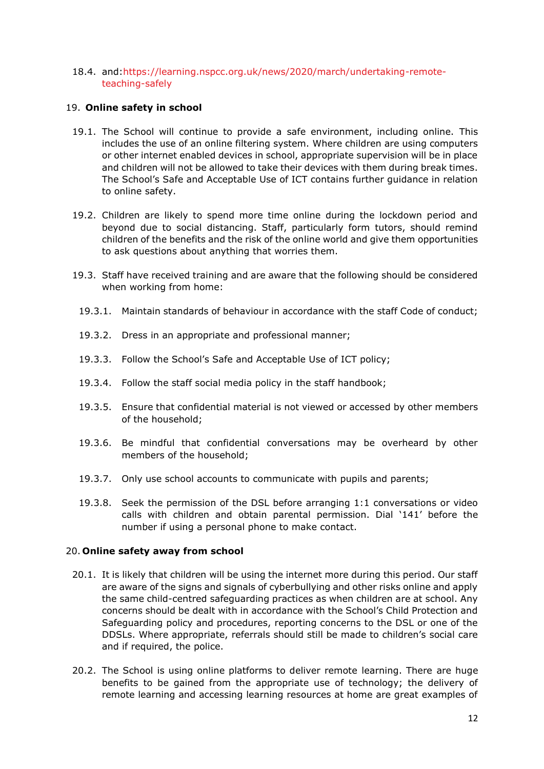18.4. and: https://learning.nspcc.org.uk/news/2020/march/undertaking-remote-teaching-safely

## 19. **Online safety in school**

19.1. The School will continue to provide a safe environment, including online. This includes the use of an online filtering system. Where children are using computers or other internet enabled devices in school, appropriate supervision will be in place and children will not be allowed to take their devices with them during break times. The School's Safe and Acceptable Use of ICT contains further guidance in relation to online safety.

19.2. Children are likely to spend more time online during the lockdown period and beyond due to social distancing. Staff, particularly form tutors, should remind children of the benefits and the risk of the online world and give them opportunities to ask questions about anything that worries them.

19.3. Staff have received training and are aware that the following should be considered when working from home:

19.3.1. Maintain standards of behaviour in accordance with the staff Code of conduct;

19.3.2. Dress in an appropriate and professional manner;

19.3.3. Follow the School's Safe and Acceptable Use of ICT policy;

19.3.4. Follow the staff social media policy in the staff handbook;

19.3.5. Ensure that confidential material is not viewed or accessed by other members of the household;

19.3.6. Be mindful that confidential conversations may be overheard by other members of the household;

19.3.7. Only use school accounts to communicate with pupils and parents;

19.3.8. Seek the permission of the DSL before arranging 1:1 conversations or video calls with children and obtain parental permission. Dial '141' before the number if using a personal phone to make contact.

## 20. **Online safety away from school**

20.1. It is likely that children will be using the internet more during this period. Our staff are aware of the signs and signals of cyberbullying and other risks online and apply the same child-centred safeguarding practices as when children are at school. Any concerns should be dealt with in accordance with the School's Child Protection and Safeguarding policy and procedures, reporting concerns to the DSL or one of the DDSLs. Where appropriate, referrals should still be made to children's social care and if required, the police.

20.2. The School is using online platforms to deliver remote learning. There are huge benefits to be gained from the appropriate use of technology; the delivery of remote learning and accessing learning resources at home are great examples of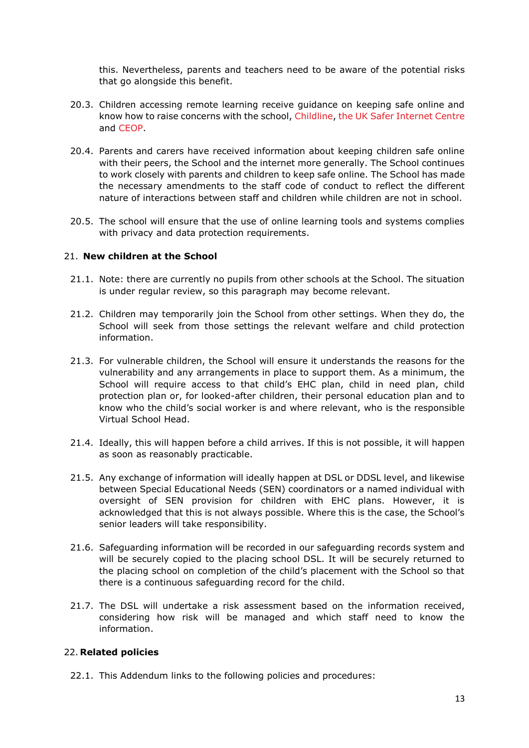this. Nevertheless, parents and teachers need to be aware of the potential risks that go alongside this benefit.

20.3. Children accessing remote learning receive guidance on keeping safe online and know how to raise concerns with the school, Childline, the UK Safer Internet Centre and CEOP.

20.4. Parents and carers have received information about keeping children safe online with their peers, the School and the internet more generally. The School continues to work closely with parents and children to keep safe online. The School has made the necessary amendments to the staff code of conduct to reflect the different nature of interactions between staff and children while children are not in school.

20.5. The school will ensure that the use of online learning tools and systems complies with privacy and data protection requirements.

## 21. **New children at the School**

21.1. Note: there are currently no pupils from other schools at the School. The situation is under regular review, so this paragraph may become relevant.

21.2. Children may temporarily join the School from other settings. When they do, the School will seek from those settings the relevant welfare and child protection information.

21.3. For vulnerable children, the School will ensure it understands the reasons for the vulnerability and any arrangements in place to support them. As a minimum, the School will require access to that child's EHC plan, child in need plan, child protection plan or, for looked-after children, their personal education plan and to know who the child's social worker is and where relevant, who is the responsible Virtual School Head.

21.4. Ideally, this will happen before a child arrives. If this is not possible, it will happen as soon as reasonably practicable.

21.5. Any exchange of information will ideally happen at DSL or DDSL level, and likewise between Special Educational Needs (SEN) coordinators or a named individual with oversight of SEN provision for children with EHC plans. However, it is acknowledged that this is not always possible. Where this is the case, the School's senior leaders will take responsibility.

21.6. Safeguarding information will be recorded in our safeguarding records system and will be securely copied to the placing school DSL. It will be securely returned to the placing school on completion of the child's placement with the School so that there is a continuous safeguarding record for the child.

21.7. The DSL will undertake a risk assessment based on the information received, considering how risk will be managed and which staff need to know the information.

## 22. **Related policies**

22.1. This Addendum links to the following policies and procedures: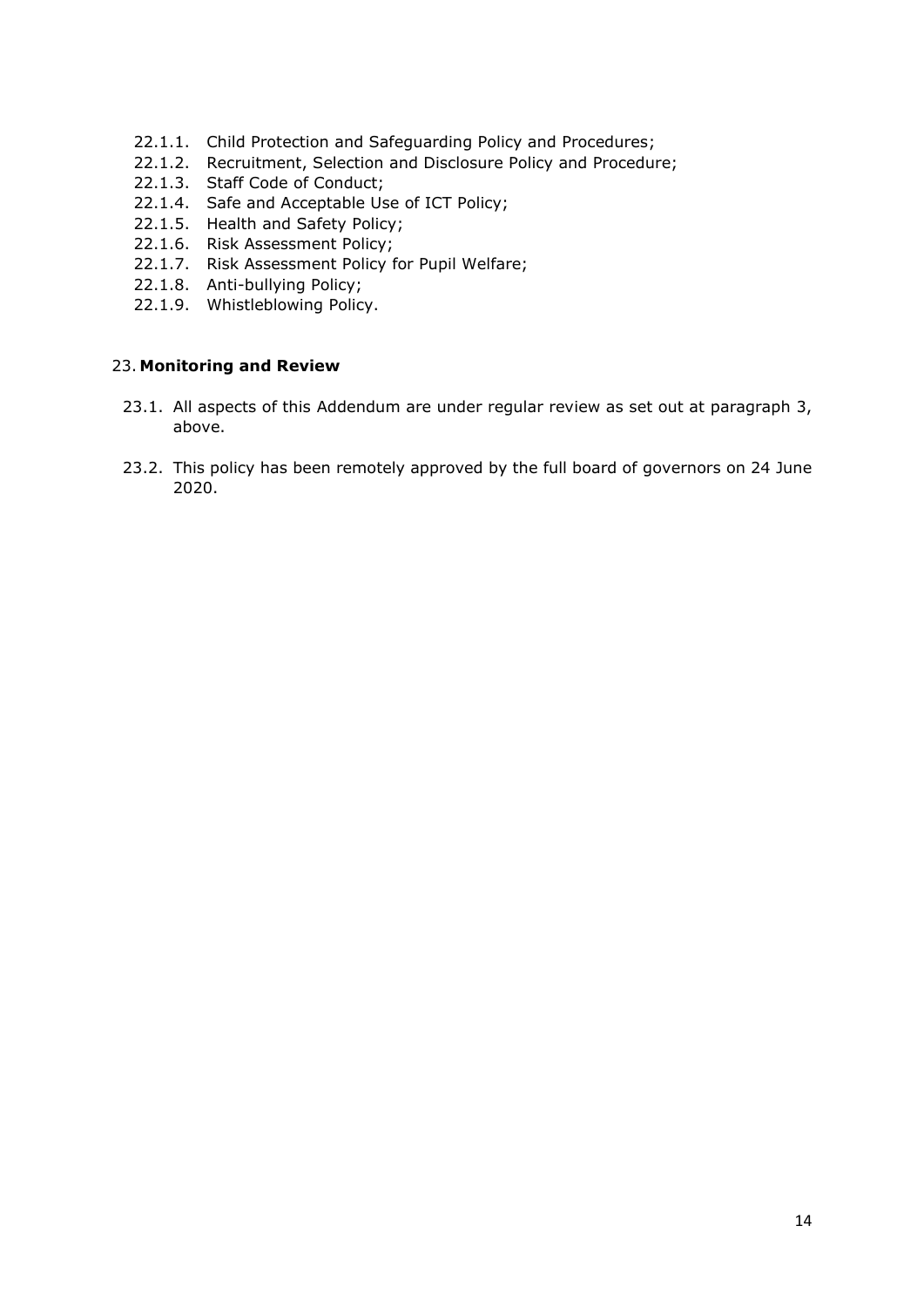22.1.1. Child Protection and Safeguarding Policy and Procedures;
22.1.2. Recruitment, Selection and Disclosure Policy and Procedure;
22.1.3. Staff Code of Conduct;
22.1.4. Safe and Acceptable Use of ICT Policy;
22.1.5. Health and Safety Policy;
22.1.6. Risk Assessment Policy;
22.1.7. Risk Assessment Policy for Pupil Welfare;
22.1.8. Anti-bullying Policy;
22.1.9. Whistleblowing Policy.

## 23. **Monitoring and Review**

23.1. All aspects of this Addendum are under regular review as set out at paragraph 3, above.

23.2. This policy has been remotely approved by the full board of governors on 24 June 2020.